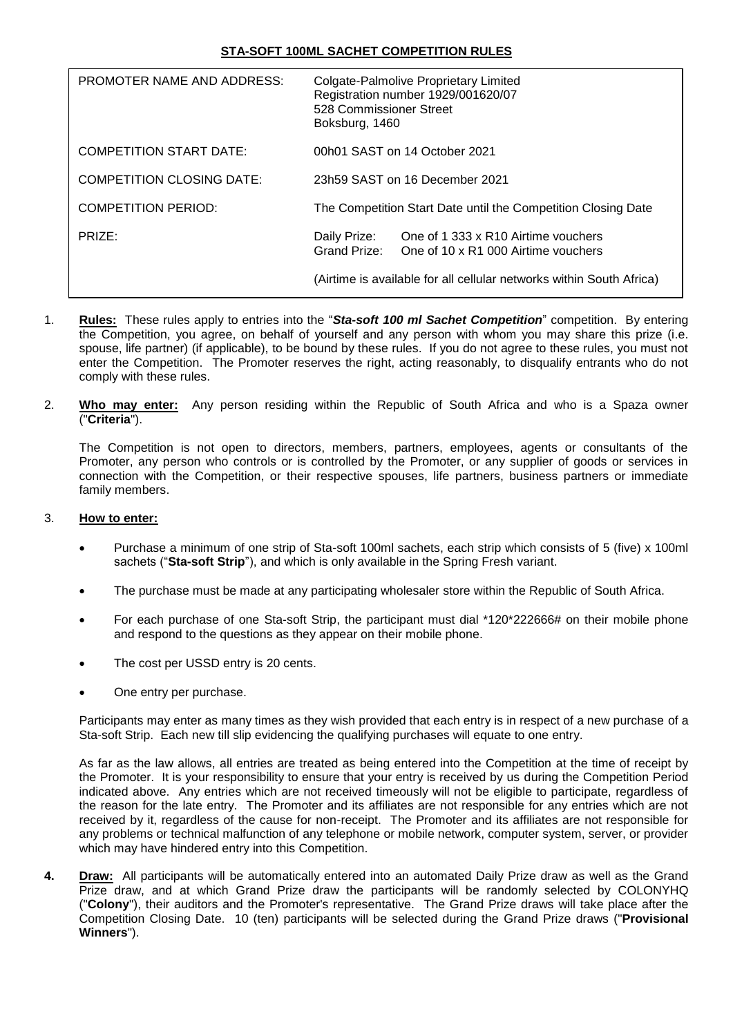# STA-SOFT 100ML SACHET COMPETITION RULES

| | |
|---|---|
| PROMOTER NAME AND ADDRESS: | Colgate-Palmolive Proprietary Limited<br>Registration number 1929/001620/07<br>528 Commissioner Street<br>Boksburg, 1460 |
| COMPETITION START DATE: | 00h01 SAST on 14 October 2021 |
| COMPETITION CLOSING DATE: | 23h59 SAST on 16 December 2021 |
| COMPETITION PERIOD: | The Competition Start Date until the Competition Closing Date |
| PRIZE: | Daily Prize: One of 1 333 x R10 Airtime vouchers<br>Grand Prize: One of 10 x R1 000 Airtime vouchers<br><br>(Airtime is available for all cellular networks within South Africa) |

1. **Rules:** These rules apply to entries into the "***Sta-soft 100 ml Sachet Competition***" competition. By entering the Competition, you agree, on behalf of yourself and any person with whom you may share this prize (i.e. spouse, life partner) (if applicable), to be bound by these rules. If you do not agree to these rules, you must not enter the Competition. The Promoter reserves the right, acting reasonably, to disqualify entrants who do not comply with these rules.

2. **Who may enter:** Any person residing within the Republic of South Africa and who is a Spaza owner ("**Criteria**").

   The Competition is not open to directors, members, partners, employees, agents or consultants of the Promoter, any person who controls or is controlled by the Promoter, or any supplier of goods or services in connection with the Competition, or their respective spouses, life partners, business partners or immediate family members.

3. **How to enter:**

   - Purchase a minimum of one strip of Sta-soft 100ml sachets, each strip which consists of 5 (five) x 100ml sachets ("**Sta-soft Strip**"), and which is only available in the Spring Fresh variant.
   - The purchase must be made at any participating wholesaler store within the Republic of South Africa.
   - For each purchase of one Sta-soft Strip, the participant must dial *120*222666# on their mobile phone and respond to the questions as they appear on their mobile phone.
   - The cost per USSD entry is 20 cents.
   - One entry per purchase.

   Participants may enter as many times as they wish provided that each entry is in respect of a new purchase of a Sta-soft Strip. Each new till slip evidencing the qualifying purchases will equate to one entry.

   As far as the law allows, all entries are treated as being entered into the Competition at the time of receipt by the Promoter. It is your responsibility to ensure that your entry is received by us during the Competition Period indicated above. Any entries which are not received timeously will not be eligible to participate, regardless of the reason for the late entry. The Promoter and its affiliates are not responsible for any entries which are not received by it, regardless of the cause for non-receipt. The Promoter and its affiliates are not responsible for any problems or technical malfunction of any telephone or mobile network, computer system, server, or provider which may have hindered entry into this Competition.

4. **Draw:** All participants will be automatically entered into an automated Daily Prize draw as well as the Grand Prize draw, and at which Grand Prize draw the participants will be randomly selected by COLONYHQ ("**Colony**"), their auditors and the Promoter's representative. The Grand Prize draws will take place after the Competition Closing Date. 10 (ten) participants will be selected during the Grand Prize draws ("**Provisional Winners**").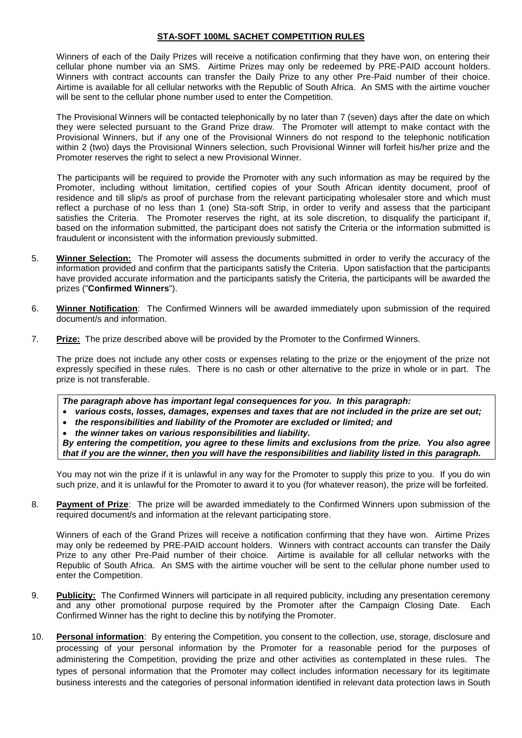**STA-SOFT 100ML SACHET COMPETITION RULES**

Winners of each of the Daily Prizes will receive a notification confirming that they have won, on entering their cellular phone number via an SMS. Airtime Prizes may only be redeemed by PRE-PAID account holders. Winners with contract accounts can transfer the Daily Prize to any other Pre-Paid number of their choice. Airtime is available for all cellular networks with the Republic of South Africa. An SMS with the airtime voucher will be sent to the cellular phone number used to enter the Competition.

The Provisional Winners will be contacted telephonically by no later than 7 (seven) days after the date on which they were selected pursuant to the Grand Prize draw. The Promoter will attempt to make contact with the Provisional Winners, but if any one of the Provisional Winners do not respond to the telephonic notification within 2 (two) days the Provisional Winners selection, such Provisional Winner will forfeit his/her prize and the Promoter reserves the right to select a new Provisional Winner.

The participants will be required to provide the Promoter with any such information as may be required by the Promoter, including without limitation, certified copies of your South African identity document, proof of residence and till slip/s as proof of purchase from the relevant participating wholesaler store and which must reflect a purchase of no less than 1 (one) Sta-soft Strip, in order to verify and assess that the participant satisfies the Criteria. The Promoter reserves the right, at its sole discretion, to disqualify the participant if, based on the information submitted, the participant does not satisfy the Criteria or the information submitted is fraudulent or inconsistent with the information previously submitted.

5. **Winner Selection:** The Promoter will assess the documents submitted in order to verify the accuracy of the information provided and confirm that the participants satisfy the Criteria. Upon satisfaction that the participants have provided accurate information and the participants satisfy the Criteria, the participants will be awarded the prizes ("**Confirmed Winners**").

6. **Winner Notification**: The Confirmed Winners will be awarded immediately upon submission of the required document/s and information.

7. **Prize:** The prize described above will be provided by the Promoter to the Confirmed Winners.

   The prize does not include any other costs or expenses relating to the prize or the enjoyment of the prize not expressly specified in these rules. There is no cash or other alternative to the prize in whole or in part. The prize is not transferable.

   ***The paragraph above has important legal consequences for you. In this paragraph:***
   - ***various costs, losses, damages, expenses and taxes that are not included in the prize are set out;***
   - ***the responsibilities and liability of the Promoter are excluded or limited; and***
   - ***the winner takes on various responsibilities and liability.***

   ***By entering the competition, you agree to these limits and exclusions from the prize. You also agree that if you are the winner, then you will have the responsibilities and liability listed in this paragraph.***

   You may not win the prize if it is unlawful in any way for the Promoter to supply this prize to you. If you do win such prize, and it is unlawful for the Promoter to award it to you (for whatever reason), the prize will be forfeited.

8. **Payment of Prize**: The prize will be awarded immediately to the Confirmed Winners upon submission of the required document/s and information at the relevant participating store.

   Winners of each of the Grand Prizes will receive a notification confirming that they have won. Airtime Prizes may only be redeemed by PRE-PAID account holders. Winners with contract accounts can transfer the Daily Prize to any other Pre-Paid number of their choice. Airtime is available for all cellular networks with the Republic of South Africa. An SMS with the airtime voucher will be sent to the cellular phone number used to enter the Competition.

9. **Publicity:** The Confirmed Winners will participate in all required publicity, including any presentation ceremony and any other promotional purpose required by the Promoter after the Campaign Closing Date. Each Confirmed Winner has the right to decline this by notifying the Promoter.

10. **Personal information**: By entering the Competition, you consent to the collection, use, storage, disclosure and processing of your personal information by the Promoter for a reasonable period for the purposes of administering the Competition, providing the prize and other activities as contemplated in these rules. The types of personal information that the Promoter may collect includes information necessary for its legitimate business interests and the categories of personal information identified in relevant data protection laws in South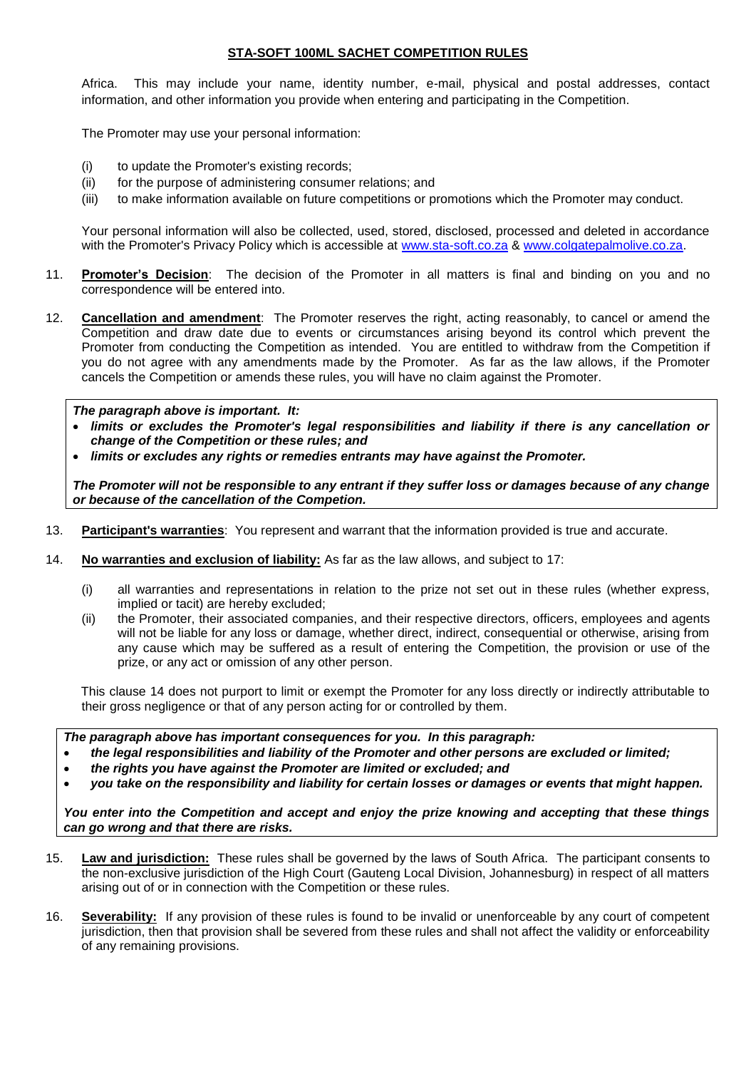Africa. This may include your name, identity number, e-mail, physical and postal addresses, contact information, and other information you provide when entering and participating in the Competition.

The Promoter may use your personal information:

(i) to update the Promoter's existing records;
(ii) for the purpose of administering consumer relations; and
(iii) to make information available on future competitions or promotions which the Promoter may conduct.

Your personal information will also be collected, used, stored, disclosed, processed and deleted in accordance with the Promoter's Privacy Policy which is accessible at www.sta-soft.co.za & www.colgatepalmolive.co.za.

11. **Promoter's Decision**: The decision of the Promoter in all matters is final and binding on you and no correspondence will be entered into.

12. **Cancellation and amendment**: The Promoter reserves the right, acting reasonably, to cancel or amend the Competition and draw date due to events or circumstances arising beyond its control which prevent the Promoter from conducting the Competition as intended. You are entitled to withdraw from the Competition if you do not agree with any amendments made by the Promoter. As far as the law allows, if the Promoter cancels the Competition or amends these rules, you will have no claim against the Promoter.

***The paragraph above is important. It:***

- ***limits or excludes the Promoter's legal responsibilities and liability if there is any cancellation or change of the Competition or these rules; and***
- ***limits or excludes any rights or remedies entrants may have against the Promoter.***

***The Promoter will not be responsible to any entrant if they suffer loss or damages because of any change or because of the cancellation of the Competion.***

13. **Participant's warranties**: You represent and warrant that the information provided is true and accurate.

14. **No warranties and exclusion of liability:** As far as the law allows, and subject to 17:

(i) all warranties and representations in relation to the prize not set out in these rules (whether express, implied or tacit) are hereby excluded;

(ii) the Promoter, their associated companies, and their respective directors, officers, employees and agents will not be liable for any loss or damage, whether direct, indirect, consequential or otherwise, arising from any cause which may be suffered as a result of entering the Competition, the provision or use of the prize, or any act or omission of any other person.

This clause 14 does not purport to limit or exempt the Promoter for any loss directly or indirectly attributable to their gross negligence or that of any person acting for or controlled by them.

***The paragraph above has important consequences for you. In this paragraph:***

- ***the legal responsibilities and liability of the Promoter and other persons are excluded or limited;***
- ***the rights you have against the Promoter are limited or excluded; and***
- ***you take on the responsibility and liability for certain losses or damages or events that might happen.***

***You enter into the Competition and accept and enjoy the prize knowing and accepting that these things can go wrong and that there are risks.***

15. **Law and jurisdiction:** These rules shall be governed by the laws of South Africa. The participant consents to the non-exclusive jurisdiction of the High Court (Gauteng Local Division, Johannesburg) in respect of all matters arising out of or in connection with the Competition or these rules.

16. **Severability:** If any provision of these rules is found to be invalid or unenforceable by any court of competent jurisdiction, then that provision shall be severed from these rules and shall not affect the validity or enforceability of any remaining provisions.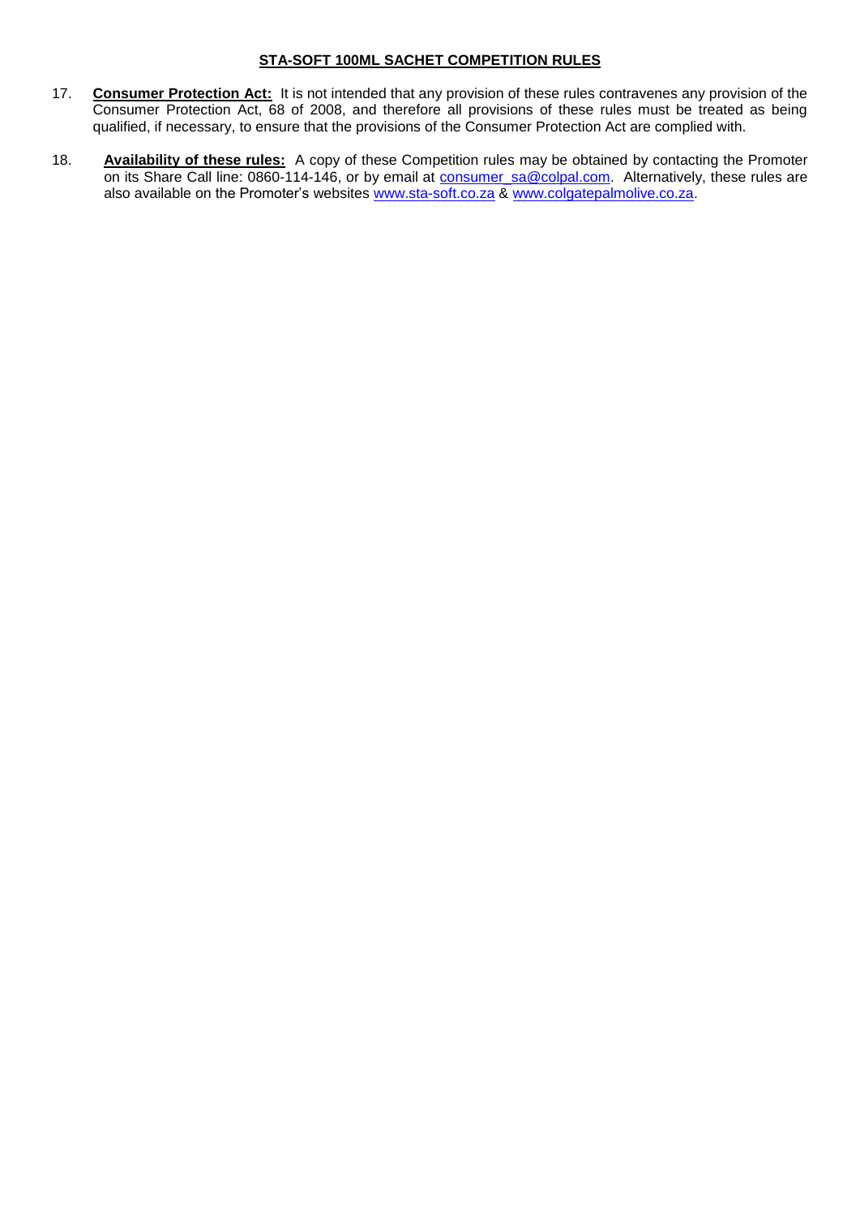**STA-SOFT 100ML SACHET COMPETITION RULES**

17. **Consumer Protection Act:** It is not intended that any provision of these rules contravenes any provision of the Consumer Protection Act, 68 of 2008, and therefore all provisions of these rules must be treated as being qualified, if necessary, to ensure that the provisions of the Consumer Protection Act are complied with.

18. **Availability of these rules:** A copy of these Competition rules may be obtained by contacting the Promoter on its Share Call line: 0860-114-146, or by email at consumer_sa@colpal.com. Alternatively, these rules are also available on the Promoter's websites www.sta-soft.co.za & www.colgatepalmolive.co.za.